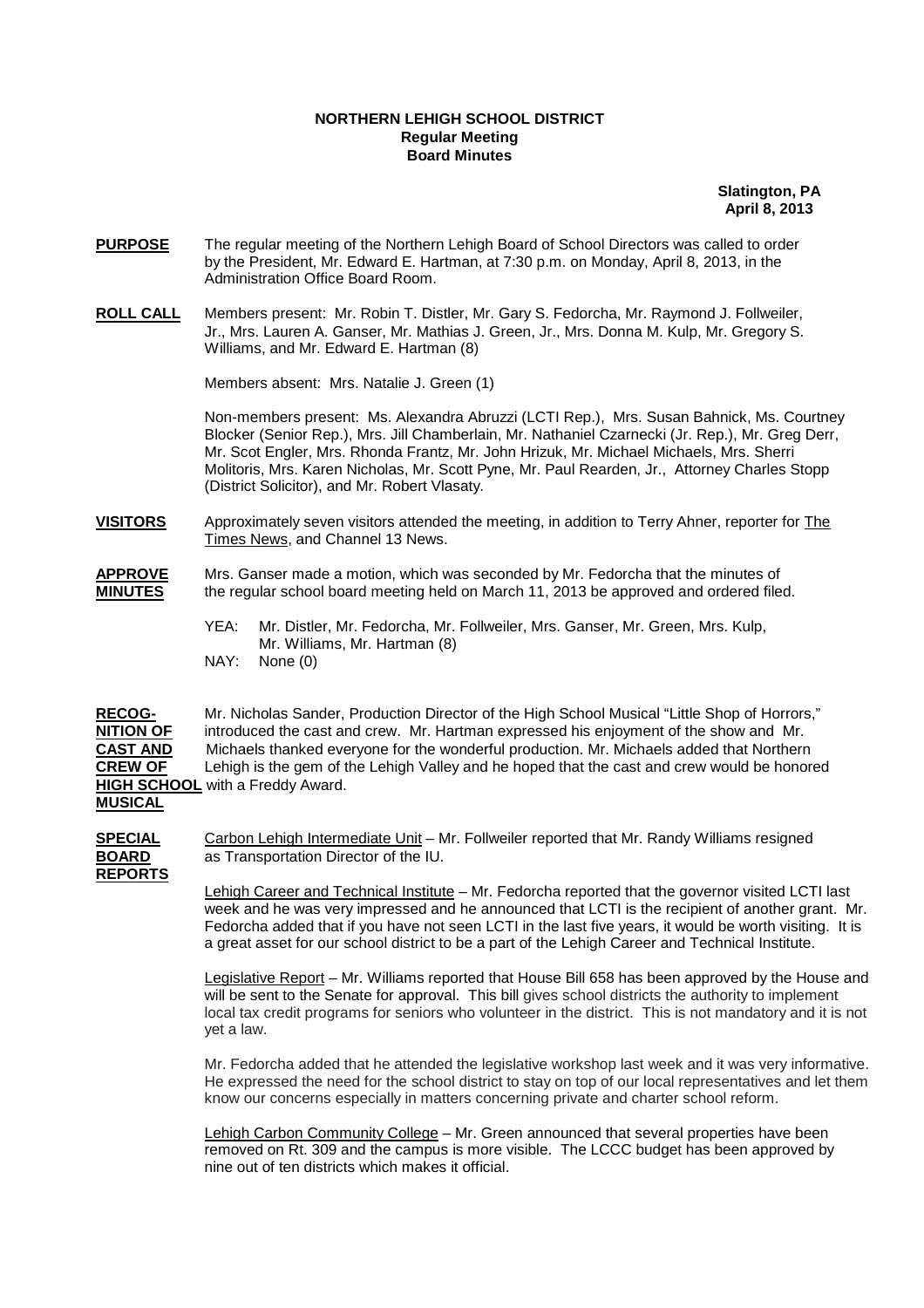**NORTHERN LEHIGH SCHOOL DISTRICT**
**Regular Meeting**
**Board Minutes**

**Slatington, PA**
**April 8, 2013**

**PURPOSE** The regular meeting of the Northern Lehigh Board of School Directors was called to order by the President, Mr. Edward E. Hartman, at 7:30 p.m. on Monday, April 8, 2013, in the Administration Office Board Room.

**ROLL CALL** Members present: Mr. Robin T. Distler, Mr. Gary S. Fedorcha, Mr. Raymond J. Follweiler, Jr., Mrs. Lauren A. Ganser, Mr. Mathias J. Green, Jr., Mrs. Donna M. Kulp, Mr. Gregory S. Williams, and Mr. Edward E. Hartman (8)

Members absent: Mrs. Natalie J. Green (1)

Non-members present: Ms. Alexandra Abruzzi (LCTI Rep.), Mrs. Susan Bahnick, Ms. Courtney Blocker (Senior Rep.), Mrs. Jill Chamberlain, Mr. Nathaniel Czarnecki (Jr. Rep.), Mr. Greg Derr, Mr. Scot Engler, Mrs. Rhonda Frantz, Mr. John Hrizuk, Mr. Michael Michaels, Mrs. Sherri Molitoris, Mrs. Karen Nicholas, Mr. Scott Pyne, Mr. Paul Rearden, Jr., Attorney Charles Stopp (District Solicitor), and Mr. Robert Vlasaty.

**VISITORS** Approximately seven visitors attended the meeting, in addition to Terry Ahner, reporter for The Times News, and Channel 13 News.

**APPROVE MINUTES** Mrs. Ganser made a motion, which was seconded by Mr. Fedorcha that the minutes of the regular school board meeting held on March 11, 2013 be approved and ordered filed.

YEA: Mr. Distler, Mr. Fedorcha, Mr. Follweiler, Mrs. Ganser, Mr. Green, Mrs. Kulp, Mr. Williams, Mr. Hartman (8)
NAY: None (0)

**RECOGNITION OF CAST AND CREW OF HIGH SCHOOL MUSICAL** Mr. Nicholas Sander, Production Director of the High School Musical "Little Shop of Horrors," introduced the cast and crew. Mr. Hartman expressed his enjoyment of the show and Mr. Michaels thanked everyone for the wonderful production. Mr. Michaels added that Northern Lehigh is the gem of the Lehigh Valley and he hoped that the cast and crew would be honored with a Freddy Award.

**SPECIAL BOARD REPORTS** Carbon Lehigh Intermediate Unit – Mr. Follweiler reported that Mr. Randy Williams resigned as Transportation Director of the IU.

Lehigh Career and Technical Institute – Mr. Fedorcha reported that the governor visited LCTI last week and he was very impressed and he announced that LCTI is the recipient of another grant. Mr. Fedorcha added that if you have not seen LCTI in the last five years, it would be worth visiting. It is a great asset for our school district to be a part of the Lehigh Career and Technical Institute.

Legislative Report – Mr. Williams reported that House Bill 658 has been approved by the House and will be sent to the Senate for approval. This bill gives school districts the authority to implement local tax credit programs for seniors who volunteer in the district. This is not mandatory and it is not yet a law.

Mr. Fedorcha added that he attended the legislative workshop last week and it was very informative. He expressed the need for the school district to stay on top of our local representatives and let them know our concerns especially in matters concerning private and charter school reform.

Lehigh Carbon Community College – Mr. Green announced that several properties have been removed on Rt. 309 and the campus is more visible. The LCCC budget has been approved by nine out of ten districts which makes it official.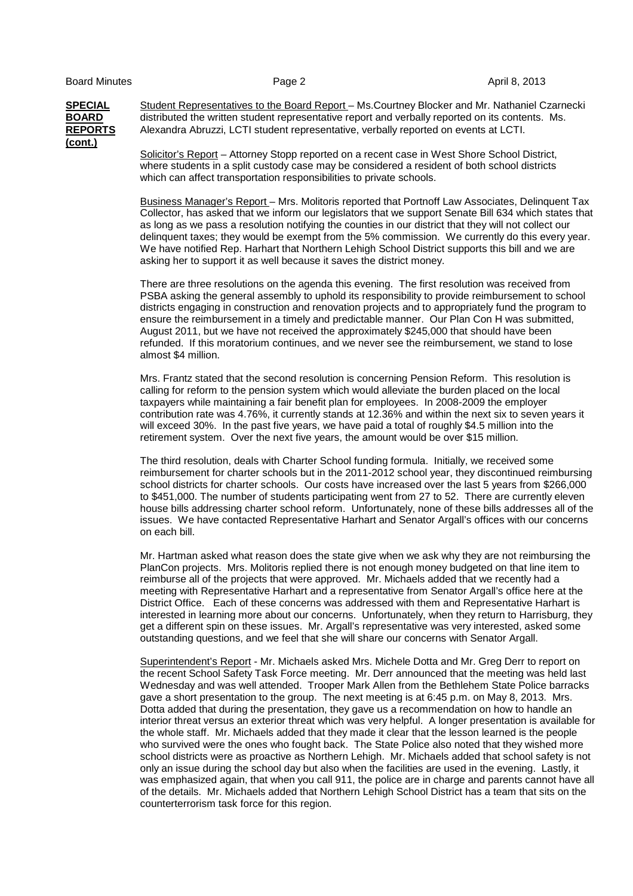**SPECIAL BOARD REPORTS (cont.)**

Student Representatives to the Board Report – Ms.Courtney Blocker and Mr. Nathaniel Czarnecki distributed the written student representative report and verbally reported on its contents. Ms. Alexandra Abruzzi, LCTI student representative, verbally reported on events at LCTI.

Solicitor's Report – Attorney Stopp reported on a recent case in West Shore School District, where students in a split custody case may be considered a resident of both school districts which can affect transportation responsibilities to private schools.

Business Manager's Report – Mrs. Molitoris reported that Portnoff Law Associates, Delinquent Tax Collector, has asked that we inform our legislators that we support Senate Bill 634 which states that as long as we pass a resolution notifying the counties in our district that they will not collect our delinquent taxes; they would be exempt from the 5% commission. We currently do this every year. We have notified Rep. Harhart that Northern Lehigh School District supports this bill and we are asking her to support it as well because it saves the district money.

There are three resolutions on the agenda this evening. The first resolution was received from PSBA asking the general assembly to uphold its responsibility to provide reimbursement to school districts engaging in construction and renovation projects and to appropriately fund the program to ensure the reimbursement in a timely and predictable manner. Our Plan Con H was submitted, August 2011, but we have not received the approximately $245,000 that should have been refunded. If this moratorium continues, and we never see the reimbursement, we stand to lose almost $4 million.

Mrs. Frantz stated that the second resolution is concerning Pension Reform. This resolution is calling for reform to the pension system which would alleviate the burden placed on the local taxpayers while maintaining a fair benefit plan for employees. In 2008-2009 the employer contribution rate was 4.76%, it currently stands at 12.36% and within the next six to seven years it will exceed 30%. In the past five years, we have paid a total of roughly $4.5 million into the retirement system. Over the next five years, the amount would be over $15 million.

The third resolution, deals with Charter School funding formula. Initially, we received some reimbursement for charter schools but in the 2011-2012 school year, they discontinued reimbursing school districts for charter schools. Our costs have increased over the last 5 years from $266,000 to $451,000. The number of students participating went from 27 to 52. There are currently eleven house bills addressing charter school reform. Unfortunately, none of these bills addresses all of the issues. We have contacted Representative Harhart and Senator Argall's offices with our concerns on each bill.

Mr. Hartman asked what reason does the state give when we ask why they are not reimbursing the PlanCon projects. Mrs. Molitoris replied there is not enough money budgeted on that line item to reimburse all of the projects that were approved. Mr. Michaels added that we recently had a meeting with Representative Harhart and a representative from Senator Argall's office here at the District Office. Each of these concerns was addressed with them and Representative Harhart is interested in learning more about our concerns. Unfortunately, when they return to Harrisburg, they get a different spin on these issues. Mr. Argall's representative was very interested, asked some outstanding questions, and we feel that she will share our concerns with Senator Argall.

Superintendent's Report - Mr. Michaels asked Mrs. Michele Dotta and Mr. Greg Derr to report on the recent School Safety Task Force meeting. Mr. Derr announced that the meeting was held last Wednesday and was well attended. Trooper Mark Allen from the Bethlehem State Police barracks gave a short presentation to the group. The next meeting is at 6:45 p.m. on May 8, 2013. Mrs. Dotta added that during the presentation, they gave us a recommendation on how to handle an interior threat versus an exterior threat which was very helpful. A longer presentation is available for the whole staff. Mr. Michaels added that they made it clear that the lesson learned is the people who survived were the ones who fought back. The State Police also noted that they wished more school districts were as proactive as Northern Lehigh. Mr. Michaels added that school safety is not only an issue during the school day but also when the facilities are used in the evening. Lastly, it was emphasized again, that when you call 911, the police are in charge and parents cannot have all of the details. Mr. Michaels added that Northern Lehigh School District has a team that sits on the counterterrorism task force for this region.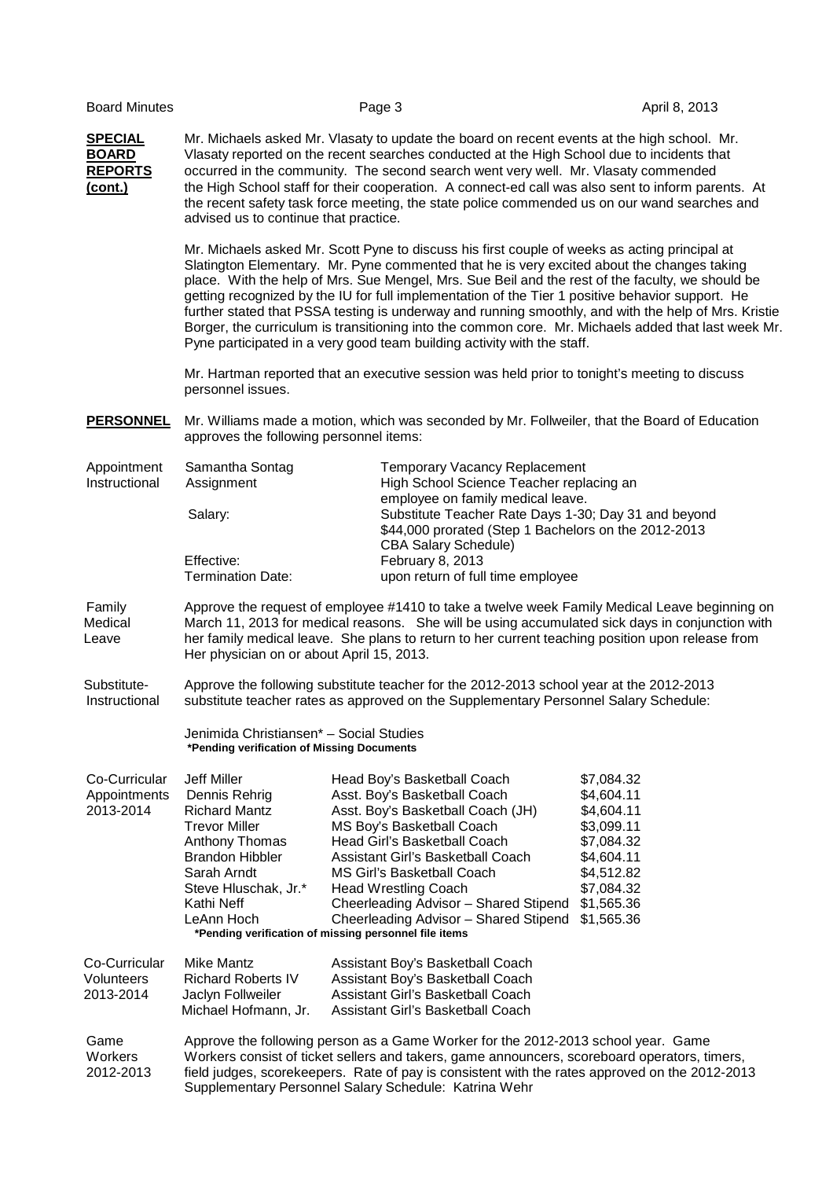**SPECIAL BOARD REPORTS (cont.)**

Mr. Michaels asked Mr. Vlasaty to update the board on recent events at the high school. Mr. Vlasaty reported on the recent searches conducted at the High School due to incidents that occurred in the community. The second search went very well. Mr. Vlasaty commended the High School staff for their cooperation. A connect-ed call was also sent to inform parents. At the recent safety task force meeting, the state police commended us on our wand searches and advised us to continue that practice.

Mr. Michaels asked Mr. Scott Pyne to discuss his first couple of weeks as acting principal at Slatington Elementary. Mr. Pyne commented that he is very excited about the changes taking place. With the help of Mrs. Sue Mengel, Mrs. Sue Beil and the rest of the faculty, we should be getting recognized by the IU for full implementation of the Tier 1 positive behavior support. He further stated that PSSA testing is underway and running smoothly, and with the help of Mrs. Kristie Borger, the curriculum is transitioning into the common core. Mr. Michaels added that last week Mr. Pyne participated in a very good team building activity with the staff.

Mr. Hartman reported that an executive session was held prior to tonight's meeting to discuss personnel issues.

**PERSONNEL**

Mr. Williams made a motion, which was seconded by Mr. Follweiler, that the Board of Education approves the following personnel items:

**Appointment Instructional**

| | |
|---|---|
| Samantha Sontag | Temporary Vacancy Replacement |
| Assignment | High School Science Teacher replacing an employee on family medical leave. |
| Salary: | Substitute Teacher Rate Days 1-30; Day 31 and beyond $44,000 prorated (Step 1 Bachelors on the 2012-2013 CBA Salary Schedule) |
| Effective: | February 8, 2013 |
| Termination Date: | upon return of full time employee |

**Family Medical Leave**

Approve the request of employee #1410 to take a twelve week Family Medical Leave beginning on March 11, 2013 for medical reasons. She will be using accumulated sick days in conjunction with her family medical leave. She plans to return to her current teaching position upon release from Her physician on or about April 15, 2013.

**Substitute-Instructional**

Approve the following substitute teacher for the 2012-2013 school year at the 2012-2013 substitute teacher rates as approved on the Supplementary Personnel Salary Schedule:

Jenimida Christiansen* – Social Studies
*Pending verification of Missing Documents

**Co-Curricular Appointments 2013-2014**

| | | |
|---|---|---|
| Jeff Miller | Head Boy's Basketball Coach | $7,084.32 |
| Dennis Rehrig | Asst. Boy's Basketball Coach | $4,604.11 |
| Richard Mantz | Asst. Boy's Basketball Coach (JH) | $4,604.11 |
| Trevor Miller | MS Boy's Basketball Coach | $3,099.11 |
| Anthony Thomas | Head Girl's Basketball Coach | $7,084.32 |
| Brandon Hibbler | Assistant Girl's Basketball Coach | $4,604.11 |
| Sarah Arndt | MS Girl's Basketball Coach | $4,512.82 |
| Steve Hluschak, Jr.* | Head Wrestling Coach | $7,084.32 |
| Kathi Neff | Cheerleading Advisor – Shared Stipend | $1,565.36 |
| LeAnn Hoch | Cheerleading Advisor – Shared Stipend | $1,565.36 |

*Pending verification of missing personnel file items

**Co-Curricular Volunteers 2013-2014**

| | |
|---|---|
| Mike Mantz | Assistant Boy's Basketball Coach |
| Richard Roberts IV | Assistant Boy's Basketball Coach |
| Jaclyn Follweiler | Assistant Girl's Basketball Coach |
| Michael Hofmann, Jr. | Assistant Girl's Basketball Coach |

**Game Workers 2012-2013**

Approve the following person as a Game Worker for the 2012-2013 school year. Game Workers consist of ticket sellers and takers, game announcers, scoreboard operators, timers, field judges, scorekeepers. Rate of pay is consistent with the rates approved on the 2012-2013 Supplementary Personnel Salary Schedule: Katrina Wehr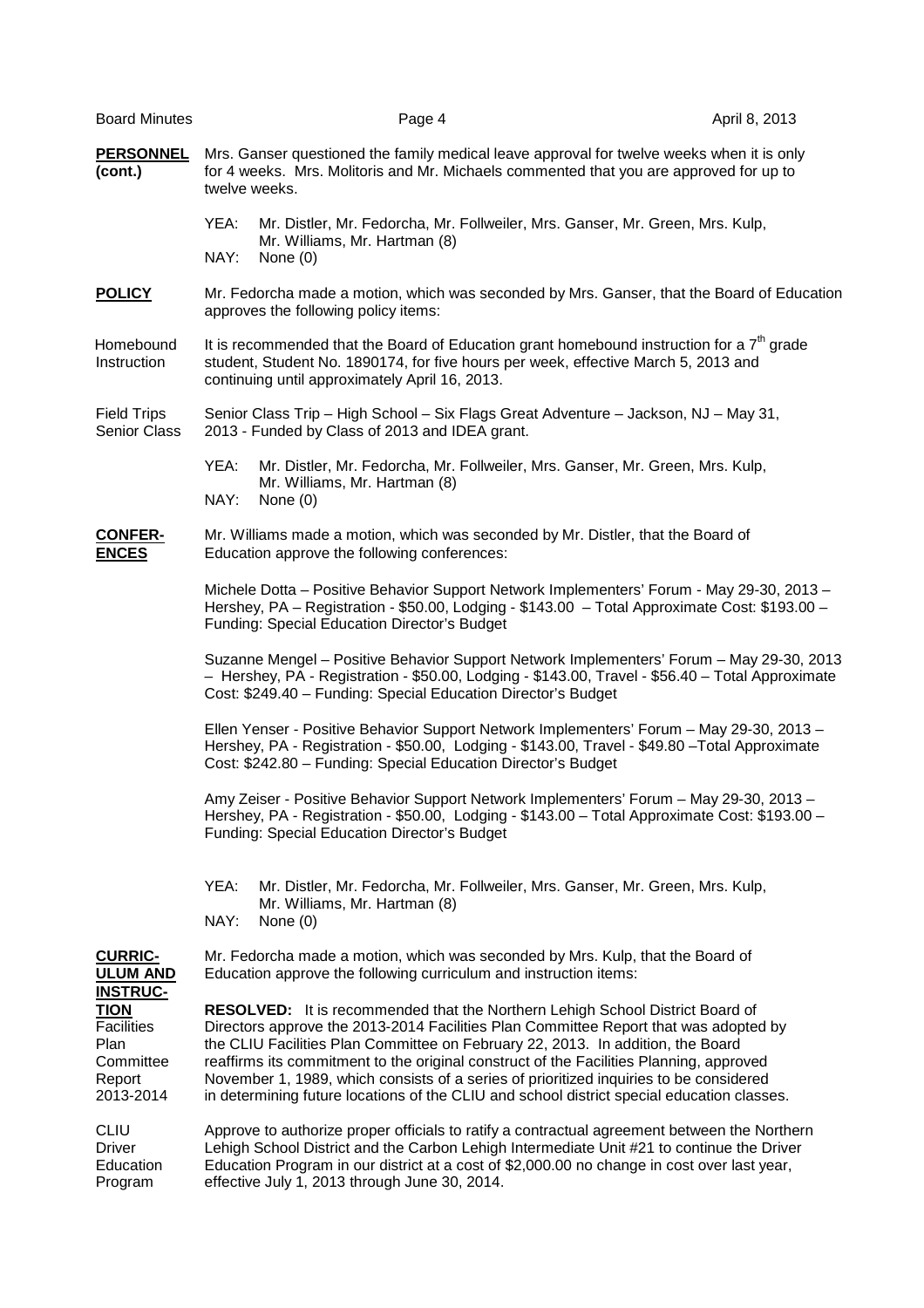**PERSONNEL (cont.)**

Mrs. Ganser questioned the family medical leave approval for twelve weeks when it is only for 4 weeks. Mrs. Molitoris and Mr. Michaels commented that you are approved for up to twelve weeks.

YEA: Mr. Distler, Mr. Fedorcha, Mr. Follweiler, Mrs. Ganser, Mr. Green, Mrs. Kulp, Mr. Williams, Mr. Hartman (8)
NAY: None (0)

**POLICY**

Mr. Fedorcha made a motion, which was seconded by Mrs. Ganser, that the Board of Education approves the following policy items:

Homebound Instruction

It is recommended that the Board of Education grant homebound instruction for a 7th grade student, Student No. 1890174, for five hours per week, effective March 5, 2013 and continuing until approximately April 16, 2013.

Field Trips Senior Class

Senior Class Trip – High School – Six Flags Great Adventure – Jackson, NJ – May 31, 2013 - Funded by Class of 2013 and IDEA grant.

YEA: Mr. Distler, Mr. Fedorcha, Mr. Follweiler, Mrs. Ganser, Mr. Green, Mrs. Kulp, Mr. Williams, Mr. Hartman (8)
NAY: None (0)

**CONFERENCES**

Mr. Williams made a motion, which was seconded by Mr. Distler, that the Board of Education approve the following conferences:

Michele Dotta – Positive Behavior Support Network Implementers' Forum - May 29-30, 2013 – Hershey, PA – Registration - $50.00, Lodging - $143.00 – Total Approximate Cost: $193.00 – Funding: Special Education Director's Budget

Suzanne Mengel – Positive Behavior Support Network Implementers' Forum – May 29-30, 2013 – Hershey, PA - Registration - $50.00, Lodging - $143.00, Travel - $56.40 – Total Approximate Cost: $249.40 – Funding: Special Education Director's Budget

Ellen Yenser - Positive Behavior Support Network Implementers' Forum – May 29-30, 2013 – Hershey, PA - Registration - $50.00, Lodging - $143.00, Travel - $49.80 –Total Approximate Cost: $242.80 – Funding: Special Education Director's Budget

Amy Zeiser - Positive Behavior Support Network Implementers' Forum – May 29-30, 2013 – Hershey, PA - Registration - $50.00, Lodging - $143.00 – Total Approximate Cost: $193.00 – Funding: Special Education Director's Budget

YEA: Mr. Distler, Mr. Fedorcha, Mr. Follweiler, Mrs. Ganser, Mr. Green, Mrs. Kulp, Mr. Williams, Mr. Hartman (8)
NAY: None (0)

**CURRICULUM AND INSTRUCTION**

Mr. Fedorcha made a motion, which was seconded by Mrs. Kulp, that the Board of Education approve the following curriculum and instruction items:

Facilities Plan Committee Report 2013-2014

**RESOLVED:** It is recommended that the Northern Lehigh School District Board of Directors approve the 2013-2014 Facilities Plan Committee Report that was adopted by the CLIU Facilities Plan Committee on February 22, 2013. In addition, the Board reaffirms its commitment to the original construct of the Facilities Planning, approved November 1, 1989, which consists of a series of prioritized inquiries to be considered in determining future locations of the CLIU and school district special education classes.

CLIU Driver Education Program

Approve to authorize proper officials to ratify a contractual agreement between the Northern Lehigh School District and the Carbon Lehigh Intermediate Unit #21 to continue the Driver Education Program in our district at a cost of $2,000.00 no change in cost over last year, effective July 1, 2013 through June 30, 2014.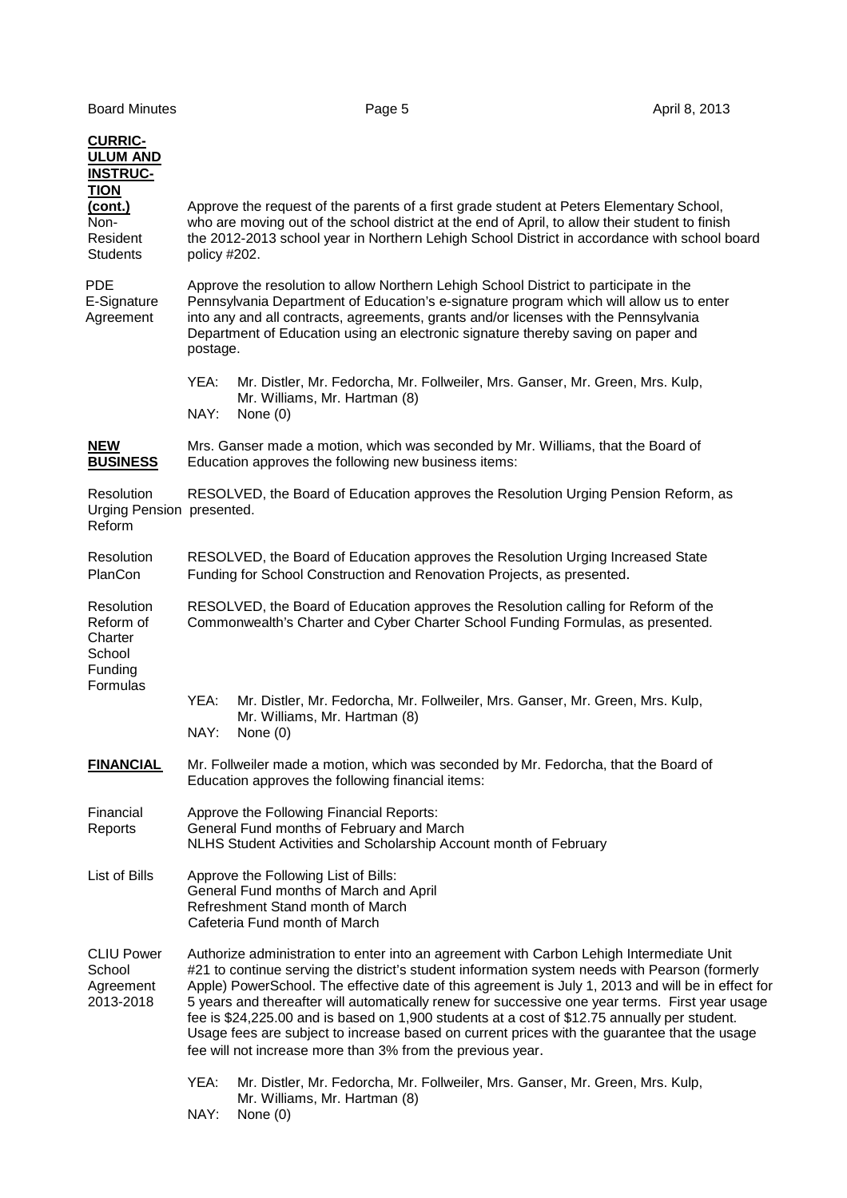**CURRICULUM AND INSTRUCTION (cont.)**

Non-Resident Students

Approve the request of the parents of a first grade student at Peters Elementary School, who are moving out of the school district at the end of April, to allow their student to finish the 2012-2013 school year in Northern Lehigh School District in accordance with school board policy #202.

PDE E-Signature Agreement

Approve the resolution to allow Northern Lehigh School District to participate in the Pennsylvania Department of Education's e-signature program which will allow us to enter into any and all contracts, agreements, grants and/or licenses with the Pennsylvania Department of Education using an electronic signature thereby saving on paper and postage.

YEA: Mr. Distler, Mr. Fedorcha, Mr. Follweiler, Mrs. Ganser, Mr. Green, Mrs. Kulp, Mr. Williams, Mr. Hartman (8)
NAY: None (0)

**NEW BUSINESS**

Mrs. Ganser made a motion, which was seconded by Mr. Williams, that the Board of Education approves the following new business items:

Resolution Urging Pension Reform

RESOLVED, the Board of Education approves the Resolution Urging Pension Reform, as presented.

Resolution PlanCon

RESOLVED, the Board of Education approves the Resolution Urging Increased State Funding for School Construction and Renovation Projects, as presented.

Resolution Reform of Charter School Funding Formulas

RESOLVED, the Board of Education approves the Resolution calling for Reform of the Commonwealth's Charter and Cyber Charter School Funding Formulas, as presented.

YEA: Mr. Distler, Mr. Fedorcha, Mr. Follweiler, Mrs. Ganser, Mr. Green, Mrs. Kulp, Mr. Williams, Mr. Hartman (8)
NAY: None (0)

**FINANCIAL**

Mr. Follweiler made a motion, which was seconded by Mr. Fedorcha, that the Board of Education approves the following financial items:

Financial Reports

Approve the Following Financial Reports:
General Fund months of February and March
NLHS Student Activities and Scholarship Account month of February

List of Bills

Approve the Following List of Bills:
General Fund months of March and April
Refreshment Stand month of March
Cafeteria Fund month of March

CLIU Power School Agreement 2013-2018

Authorize administration to enter into an agreement with Carbon Lehigh Intermediate Unit #21 to continue serving the district's student information system needs with Pearson (formerly Apple) PowerSchool. The effective date of this agreement is July 1, 2013 and will be in effect for 5 years and thereafter will automatically renew for successive one year terms. First year usage fee is $24,225.00 and is based on 1,900 students at a cost of $12.75 annually per student. Usage fees are subject to increase based on current prices with the guarantee that the usage fee will not increase more than 3% from the previous year.

YEA: Mr. Distler, Mr. Fedorcha, Mr. Follweiler, Mrs. Ganser, Mr. Green, Mrs. Kulp, Mr. Williams, Mr. Hartman (8)
NAY: None (0)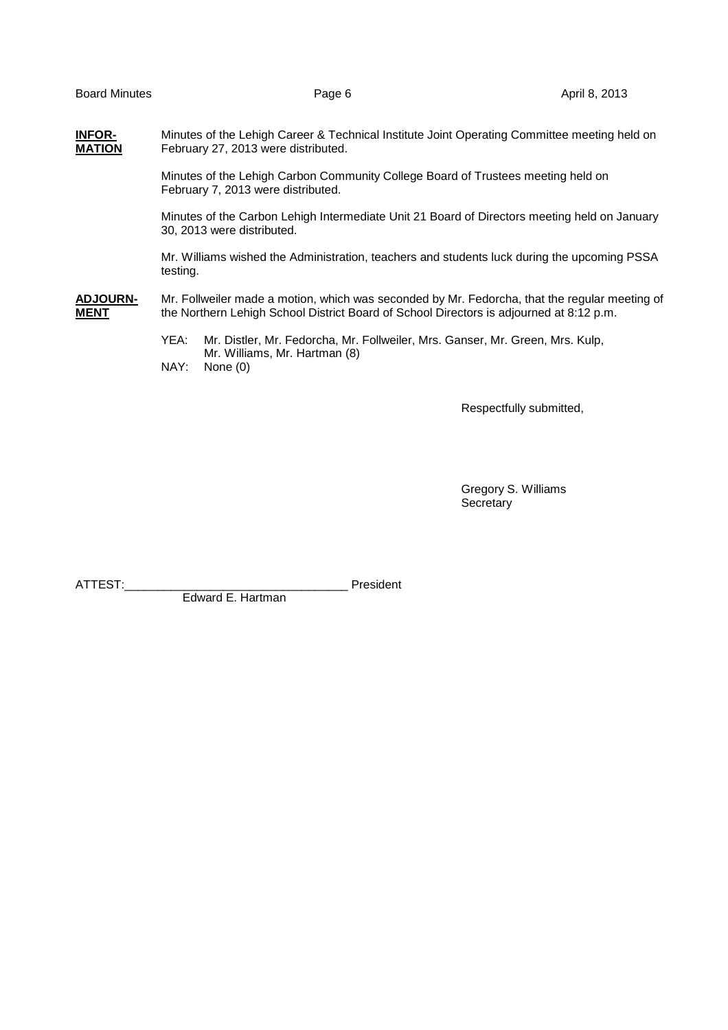**INFOR-MATION**

Minutes of the Lehigh Career & Technical Institute Joint Operating Committee meeting held on February 27, 2013 were distributed.

Minutes of the Lehigh Carbon Community College Board of Trustees meeting held on February 7, 2013 were distributed.

Minutes of the Carbon Lehigh Intermediate Unit 21 Board of Directors meeting held on January 30, 2013 were distributed.

Mr. Williams wished the Administration, teachers and students luck during the upcoming PSSA testing.

**ADJOURN-MENT**

Mr. Follweiler made a motion, which was seconded by Mr. Fedorcha, that the regular meeting of the Northern Lehigh School District Board of School Directors is adjourned at 8:12 p.m.

YEA: Mr. Distler, Mr. Fedorcha, Mr. Follweiler, Mrs. Ganser, Mr. Green, Mrs. Kulp, Mr. Williams, Mr. Hartman (8)
NAY: None (0)

Respectfully submitted,

Gregory S. Williams
Secretary

ATTEST:_________________________________ President
Edward E. Hartman